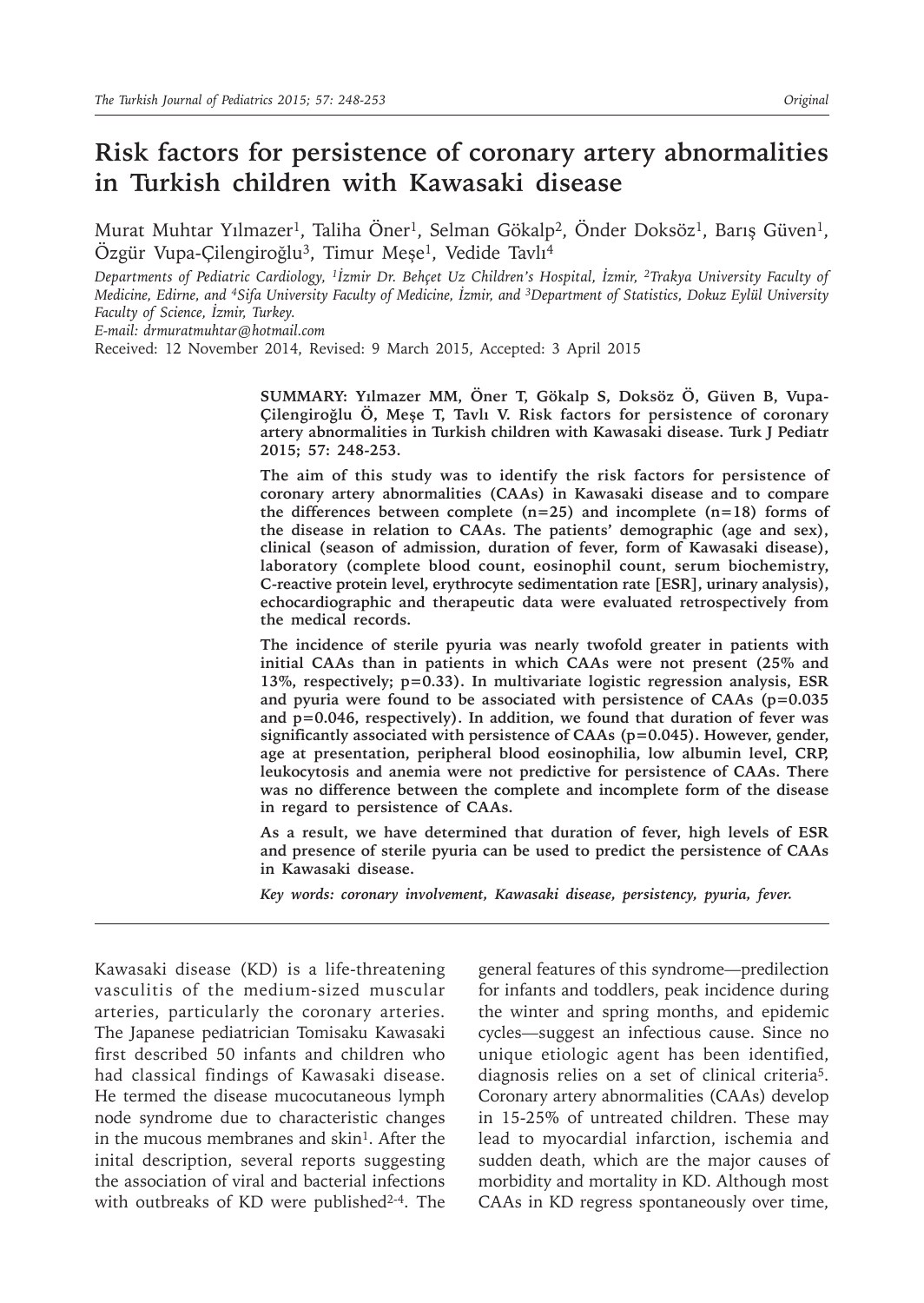# Risk factors for persistence of coronary artery abnormalities in Turkish children with Kawasaki disease

Murat Muhtar Yılmazer[1], Taliha Öner[1], Selman Gökalp[2], Önder Doksöz[1], Barış Güven[1], Özgür Vupa-Çilengiroğlu[3], Timur Meşe[1], Vedide Tavlı[4]

*Departments of Pediatric Cardiology, [1]İzmir Dr. Behçet Uz Children's Hospital, İzmir, [2]Trakya University Faculty of Medicine, Edirne, and [4]Sifa University Faculty of Medicine, İzmir, and [3]Department of Statistics, Dokuz Eylül University Faculty of Science, İzmir, Turkey.*

*E-mail: drmuratmuhtar@hotmail.com*

Received: 12 November 2014, Revised: 9 March 2015, Accepted: 3 April 2015

**SUMMARY: Yılmazer MM, Öner T, Gökalp S, Doksöz Ö, Güven B, Vupa-Çilengiroğlu Ö, Meşe T, Tavlı V. Risk factors for persistence of coronary artery abnormalities in Turkish children with Kawasaki disease. Turk J Pediatr 2015; 57: 248-253.**

**The aim of this study was to identify the risk factors for persistence of coronary artery abnormalities (CAAs) in Kawasaki disease and to compare the differences between complete (n=25) and incomplete (n=18) forms of the disease in relation to CAAs. The patients' demographic (age and sex), clinical (season of admission, duration of fever, form of Kawasaki disease), laboratory (complete blood count, eosinophil count, serum biochemistry, C-reactive protein level, erythrocyte sedimentation rate [ESR], urinary analysis), echocardiographic and therapeutic data were evaluated retrospectively from the medical records.**

**The incidence of sterile pyuria was nearly twofold greater in patients with initial CAAs than in patients in which CAAs were not present (25% and 13%, respectively; p=0.33). In multivariate logistic regression analysis, ESR and pyuria were found to be associated with persistence of CAAs (p=0.035 and p=0.046, respectively). In addition, we found that duration of fever was significantly associated with persistence of CAAs (p=0.045). However, gender, age at presentation, peripheral blood eosinophilia, low albumin level, CRP, leukocytosis and anemia were not predictive for persistence of CAAs. There was no difference between the complete and incomplete form of the disease in regard to persistence of CAAs.**

**As a result, we have determined that duration of fever, high levels of ESR and presence of sterile pyuria can be used to predict the persistence of CAAs in Kawasaki disease.**

***Key words: coronary involvement, Kawasaki disease, persistency, pyuria, fever.***

Kawasaki disease (KD) is a life-threatening vasculitis of the medium-sized muscular arteries, particularly the coronary arteries. The Japanese pediatrician Tomisaku Kawasaki first described 50 infants and children who had classical findings of Kawasaki disease. He termed the disease mucocutaneous lymph node syndrome due to characteristic changes in the mucous membranes and skin[1]. After the inital description, several reports suggesting the association of viral and bacterial infections with outbreaks of KD were published[2-4]. The general features of this syndrome—predilection for infants and toddlers, peak incidence during the winter and spring months, and epidemic cycles—suggest an infectious cause. Since no unique etiologic agent has been identified, diagnosis relies on a set of clinical criteria[5]. Coronary artery abnormalities (CAAs) develop in 15-25% of untreated children. These may lead to myocardial infarction, ischemia and sudden death, which are the major causes of morbidity and mortality in KD. Although most CAAs in KD regress spontaneously over time,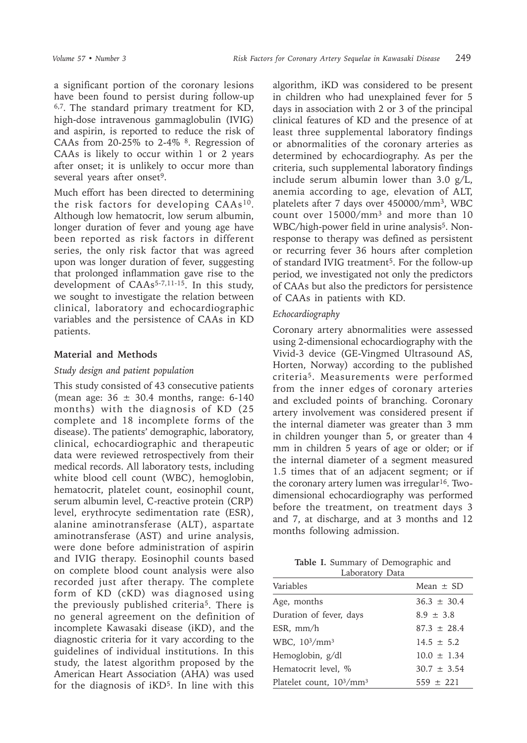a significant portion of the coronary lesions have been found to persist during follow-up [6,7]. The standard primary treatment for KD, high-dose intravenous gammaglobulin (IVIG) and aspirin, is reported to reduce the risk of CAAs from 20-25% to 2-4% [8]. Regression of CAAs is likely to occur within 1 or 2 years after onset; it is unlikely to occur more than several years after onset[9].

Much effort has been directed to determining the risk factors for developing CAAs[10]. Although low hematocrit, low serum albumin, longer duration of fever and young age have been reported as risk factors in different series, the only risk factor that was agreed upon was longer duration of fever, suggesting that prolonged inflammation gave rise to the development of CAAs[5-7,11-15]. In this study, we sought to investigate the relation between clinical, laboratory and echocardiographic variables and the persistence of CAAs in KD patients.

## Material and Methods

### *Study design and patient population*

This study consisted of 43 consecutive patients (mean age: 36 ± 30.4 months, range: 6-140 months) with the diagnosis of KD (25 complete and 18 incomplete forms of the disease). The patients' demographic, laboratory, clinical, echocardiographic and therapeutic data were reviewed retrospectively from their medical records. All laboratory tests, including white blood cell count (WBC), hemoglobin, hematocrit, platelet count, eosinophil count, serum albumin level, C-reactive protein (CRP) level, erythrocyte sedimentation rate (ESR), alanine aminotransferase (ALT), aspartate aminotransferase (AST) and urine analysis, were done before administration of aspirin and IVIG therapy. Eosinophil counts based on complete blood count analysis were also recorded just after therapy. The complete form of KD (cKD) was diagnosed using the previously published criteria[5]. There is no general agreement on the definition of incomplete Kawasaki disease (iKD), and the diagnostic criteria for it vary according to the guidelines of individual institutions. In this study, the latest algorithm proposed by the American Heart Association (AHA) was used for the diagnosis of iKD[5]. In line with this algorithm, iKD was considered to be present in children who had unexplained fever for 5 days in association with 2 or 3 of the principal clinical features of KD and the presence of at least three supplemental laboratory findings or abnormalities of the coronary arteries as determined by echocardiography. As per the criteria, such supplemental laboratory findings include serum albumin lower than 3.0 g/L, anemia according to age, elevation of ALT, platelets after 7 days over 450000/mm$^3$, WBC count over 15000/mm$^3$ and more than 10 WBC/high-power field in urine analysis[5]. Non-response to therapy was defined as persistent or recurring fever 36 hours after completion of standard IVIG treatment[5]. For the follow-up period, we investigated not only the predictors of CAAs but also the predictors for persistence of CAAs in patients with KD.

### *Echocardiography*

Coronary artery abnormalities were assessed using 2-dimensional echocardiography with the Vivid-3 device (GE-Vingmed Ultrasound AS, Horten, Norway) according to the published criteria[5]. Measurements were performed from the inner edges of coronary arteries and excluded points of branching. Coronary artery involvement was considered present if the internal diameter was greater than 3 mm in children younger than 5, or greater than 4 mm in children 5 years of age or older; or if the internal diameter of a segment measured 1.5 times that of an adjacent segment; or if the coronary artery lumen was irregular[16]. Two-dimensional echocardiography was performed before the treatment, on treatment days 3 and 7, at discharge, and at 3 months and 12 months following admission.

**Table I.** Summary of Demographic and Laboratory Data

| Variables | Mean ± SD |
|---|---|
| Age, months | 36.3 ± 30.4 |
| Duration of fever, days | 8.9 ± 3.8 |
| ESR, mm/h | 87.3 ± 28.4 |
| WBC, $10^3$/mm$^3$ | 14.5 ± 5.2 |
| Hemoglobin, g/dl | 10.0 ± 1.34 |
| Hematocrit level, % | 30.7 ± 3.54 |
| Platelet count, $10^3$/mm$^3$ | 559 ± 221 |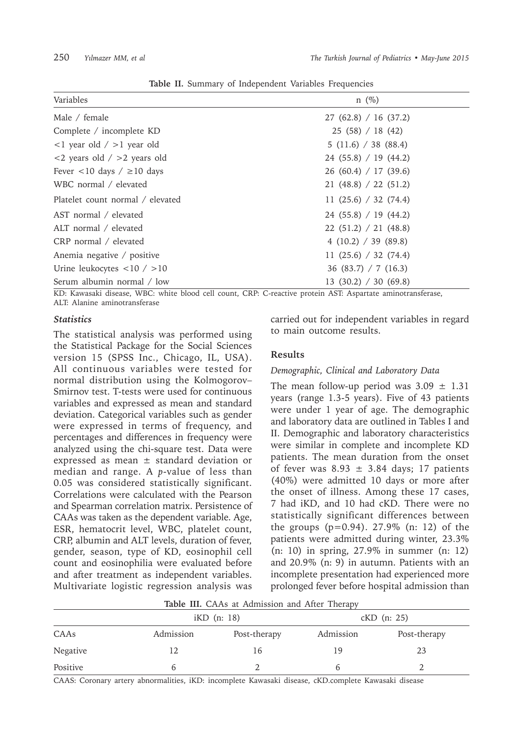**Table II.** Summary of Independent Variables Frequencies

| Variables | n (%) |
|---|---|
| Male / female | 27 (62.8) / 16 (37.2) |
| Complete / incomplete KD | 25 (58) / 18 (42) |
| <1 year old / >1 year old | 5 (11.6) / 38 (88.4) |
| <2 years old / >2 years old | 24 (55.8) / 19 (44.2) |
| Fever <10 days / ≥10 days | 26 (60.4) / 17 (39.6) |
| WBC normal / elevated | 21 (48.8) / 22 (51.2) |
| Platelet count normal / elevated | 11 (25.6) / 32 (74.4) |
| AST normal / elevated | 24 (55.8) / 19 (44.2) |
| ALT normal / elevated | 22 (51.2) / 21 (48.8) |
| CRP normal / elevated | 4 (10.2) / 39 (89.8) |
| Anemia negative / positive | 11 (25.6) / 32 (74.4) |
| Urine leukocytes <10 / >10 | 36 (83.7) / 7 (16.3) |
| Serum albumin normal / low | 13 (30.2) / 30 (69.8) |

KD: Kawasaki disease, WBC: white blood cell count, CRP: C-reactive protein AST: Aspartate aminotransferase, ALT: Alanine aminotransferase

### *Statistics*

The statistical analysis was performed using the Statistical Package for the Social Sciences version 15 (SPSS Inc., Chicago, IL, USA). All continuous variables were tested for normal distribution using the Kolmogorov–Smirnov test. T-tests were used for continuous variables and expressed as mean and standard deviation. Categorical variables such as gender were expressed in terms of frequency, and percentages and differences in frequency were analyzed using the chi-square test. Data were expressed as mean ± standard deviation or median and range. A *p*-value of less than 0.05 was considered statistically significant. Correlations were calculated with the Pearson and Spearman correlation matrix. Persistence of CAAs was taken as the dependent variable. Age, ESR, hematocrit level, WBC, platelet count, CRP, albumin and ALT levels, duration of fever, gender, season, type of KD, eosinophil cell count and eosinophilia were evaluated before and after treatment as independent variables. Multivariate logistic regression analysis was carried out for independent variables in regard to main outcome results.

## Results

### *Demographic, Clinical and Laboratory Data*

The mean follow-up period was 3.09 ± 1.31 years (range 1.3-5 years). Five of 43 patients were under 1 year of age. The demographic and laboratory data are outlined in Tables I and II. Demographic and laboratory characteristics were similar in complete and incomplete KD patients. The mean duration from the onset of fever was 8.93 ± 3.84 days; 17 patients (40%) were admitted 10 days or more after the onset of illness. Among these 17 cases, 7 had iKD, and 10 had cKD. There were no statistically significant differences between the groups (p=0.94). 27.9% (n: 12) of the patients were admitted during winter, 23.3% (n: 10) in spring, 27.9% in summer (n: 12) and 20.9% (n: 9) in autumn. Patients with an incomplete presentation had experienced more prolonged fever before hospital admission than

**Table III.** CAAs at Admission and After Therapy

| | iKD (n: 18) | | cKD (n: 25) | |
|---|---|---|---|---|
| CAAs | Admission | Post-therapy | Admission | Post-therapy |
| Negative | 12 | 16 | 19 | 23 |
| Positive | 6 | 2 | 6 | 2 |

CAAS: Coronary artery abnormalities, iKD: incomplete Kawasaki disease, cKD.complete Kawasaki disease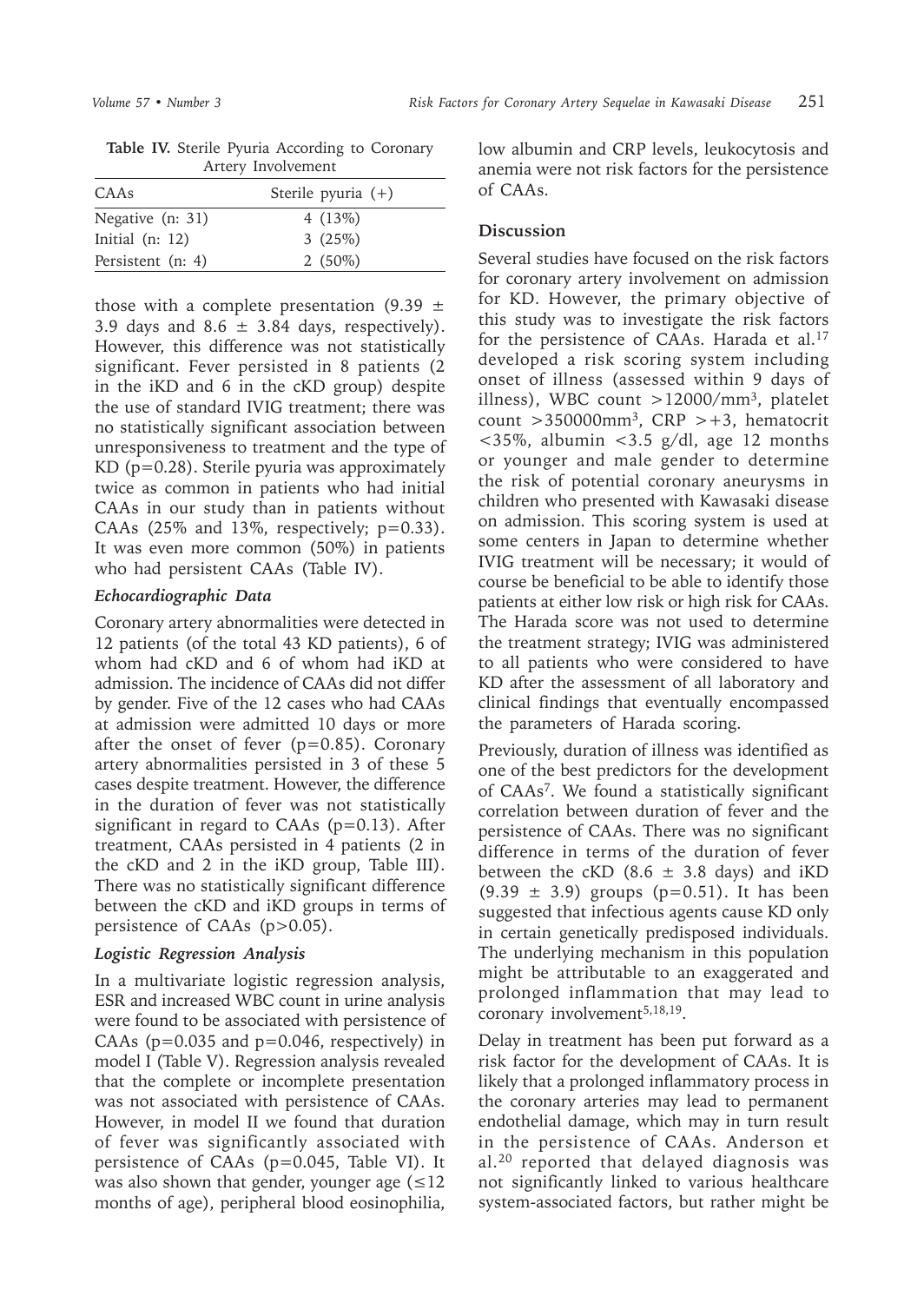**Table IV.** Sterile Pyuria According to Coronary Artery Involvement

| CAAs | Sterile pyuria (+) |
|---|---|
| Negative (n: 31) | 4 (13%) |
| Initial (n: 12) | 3 (25%) |
| Persistent (n: 4) | 2 (50%) |

those with a complete presentation (9.39 ± 3.9 days and 8.6 ± 3.84 days, respectively). However, this difference was not statistically significant. Fever persisted in 8 patients (2 in the iKD and 6 in the cKD group) despite the use of standard IVIG treatment; there was no statistically significant association between unresponsiveness to treatment and the type of KD ($p=0.28$). Sterile pyuria was approximately twice as common in patients who had initial CAAs in our study than in patients without CAAs (25% and 13%, respectively; $p=0.33$). It was even more common (50%) in patients who had persistent CAAs (Table IV).

### *Echocardiographic Data*

Coronary artery abnormalities were detected in 12 patients (of the total 43 KD patients), 6 of whom had cKD and 6 of whom had iKD at admission. The incidence of CAAs did not differ by gender. Five of the 12 cases who had CAAs at admission were admitted 10 days or more after the onset of fever ($p=0.85$). Coronary artery abnormalities persisted in 3 of these 5 cases despite treatment. However, the difference in the duration of fever was not statistically significant in regard to CAAs ($p=0.13$). After treatment, CAAs persisted in 4 patients (2 in the cKD and 2 in the iKD group, Table III). There was no statistically significant difference between the cKD and iKD groups in terms of persistence of CAAs ($p>0.05$).

### *Logistic Regression Analysis*

In a multivariate logistic regression analysis, ESR and increased WBC count in urine analysis were found to be associated with persistence of CAAs ($p=0.035$ and $p=0.046$, respectively) in model I (Table V). Regression analysis revealed that the complete or incomplete presentation was not associated with persistence of CAAs. However, in model II we found that duration of fever was significantly associated with persistence of CAAs ($p=0.045$, Table VI). It was also shown that gender, younger age (≤12 months of age), peripheral blood eosinophilia, low albumin and CRP levels, leukocytosis and anemia were not risk factors for the persistence of CAAs.

## Discussion

Several studies have focused on the risk factors for coronary artery involvement on admission for KD. However, the primary objective of this study was to investigate the risk factors for the persistence of CAAs. Harada et al.[17] developed a risk scoring system including onset of illness (assessed within 9 days of illness), WBC count $>12000/mm^3$, platelet count $>350000mm^3$, CRP >+3, hematocrit <35%, albumin <3.5 g/dl, age 12 months or younger and male gender to determine the risk of potential coronary aneurysms in children who presented with Kawasaki disease on admission. This scoring system is used at some centers in Japan to determine whether IVIG treatment will be necessary; it would of course be beneficial to be able to identify those patients at either low risk or high risk for CAAs. The Harada score was not used to determine the treatment strategy; IVIG was administered to all patients who were considered to have KD after the assessment of all laboratory and clinical findings that eventually encompassed the parameters of Harada scoring.

Previously, duration of illness was identified as one of the best predictors for the development of CAAs[7]. We found a statistically significant correlation between duration of fever and the persistence of CAAs. There was no significant difference in terms of the duration of fever between the cKD (8.6 ± 3.8 days) and iKD (9.39 ± 3.9) groups ($p=0.51$). It has been suggested that infectious agents cause KD only in certain genetically predisposed individuals. The underlying mechanism in this population might be attributable to an exaggerated and prolonged inflammation that may lead to coronary involvement[5,18,19].

Delay in treatment has been put forward as a risk factor for the development of CAAs. It is likely that a prolonged inflammatory process in the coronary arteries may lead to permanent endothelial damage, which may in turn result in the persistence of CAAs. Anderson et al.[20] reported that delayed diagnosis was not significantly linked to various healthcare system-associated factors, but rather might be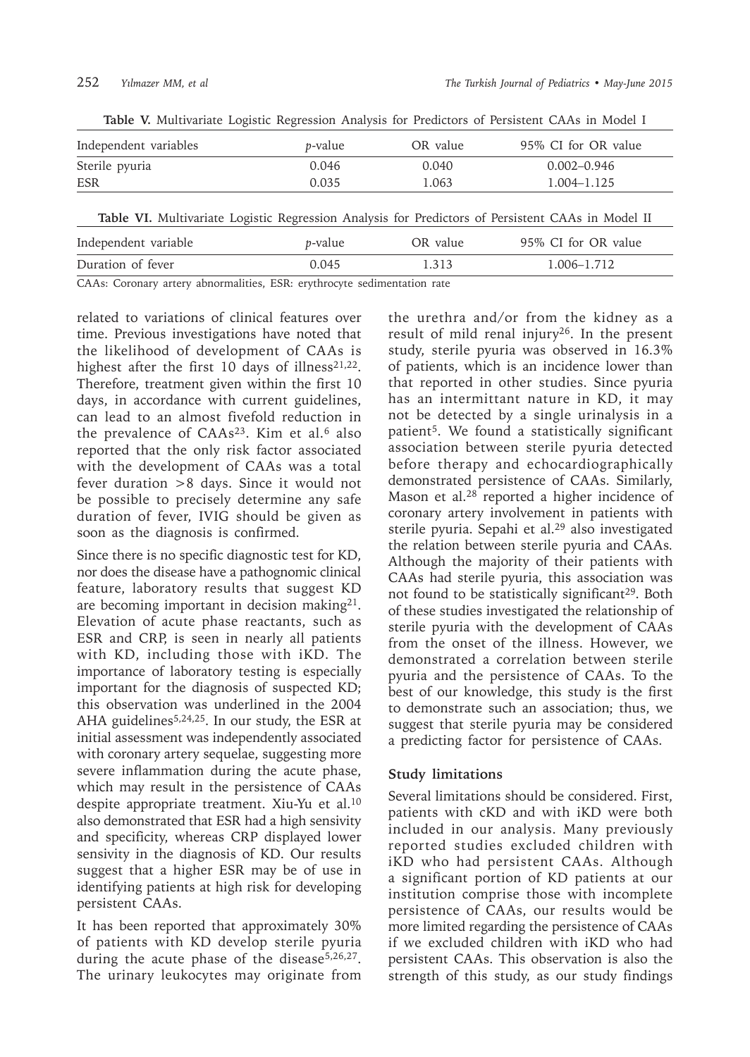**Table V.** Multivariate Logistic Regression Analysis for Predictors of Persistent CAAs in Model I

| Independent variables | *p*-value | OR value | 95% CI for OR value |
|---|---|---|---|
| Sterile pyuria | 0.046 | 0.040 | 0.002–0.946 |
| ESR | 0.035 | 1.063 | 1.004–1.125 |

**Table VI.** Multivariate Logistic Regression Analysis for Predictors of Persistent CAAs in Model II

| Independent variable | *p*-value | OR value | 95% CI for OR value |
|---|---|---|---|
| Duration of fever | 0.045 | 1.313 | 1.006–1.712 |

CAAs: Coronary artery abnormalities, ESR: erythrocyte sedimentation rate

related to variations of clinical features over time. Previous investigations have noted that the likelihood of development of CAAs is highest after the first 10 days of illness[21,22]. Therefore, treatment given within the first 10 days, in accordance with current guidelines, can lead to an almost fivefold reduction in the prevalence of CAAs[23]. Kim et al.[6] also reported that the only risk factor associated with the development of CAAs was a total fever duration >8 days. Since it would not be possible to precisely determine any safe duration of fever, IVIG should be given as soon as the diagnosis is confirmed.

Since there is no specific diagnostic test for KD, nor does the disease have a pathognomic clinical feature, laboratory results that suggest KD are becoming important in decision making[21]. Elevation of acute phase reactants, such as ESR and CRP, is seen in nearly all patients with KD, including those with iKD. The importance of laboratory testing is especially important for the diagnosis of suspected KD; this observation was underlined in the 2004 AHA guidelines[5,24,25]. In our study, the ESR at initial assessment was independently associated with coronary artery sequelae, suggesting more severe inflammation during the acute phase, which may result in the persistence of CAAs despite appropriate treatment. Xiu-Yu et al.[10] also demonstrated that ESR had a high sensivity and specificity, whereas CRP displayed lower sensivity in the diagnosis of KD. Our results suggest that a higher ESR may be of use in identifying patients at high risk for developing persistent CAAs.

It has been reported that approximately 30% of patients with KD develop sterile pyuria during the acute phase of the disease[5,26,27]. The urinary leukocytes may originate from the urethra and/or from the kidney as a result of mild renal injury[26]. In the present study, sterile pyuria was observed in 16.3% of patients, which is an incidence lower than that reported in other studies. Since pyuria has an intermittant nature in KD, it may not be detected by a single urinalysis in a patient[5]. We found a statistically significant association between sterile pyuria detected before therapy and echocardiographically demonstrated persistence of CAAs. Similarly, Mason et al.[28] reported a higher incidence of coronary artery involvement in patients with sterile pyuria. Sepahi et al.[29] also investigated the relation between sterile pyuria and CAAs. Although the majority of their patients with CAAs had sterile pyuria, this association was not found to be statistically significant[29]. Both of these studies investigated the relationship of sterile pyuria with the development of CAAs from the onset of the illness. However, we demonstrated a correlation between sterile pyuria and the persistence of CAAs. To the best of our knowledge, this study is the first to demonstrate such an association; thus, we suggest that sterile pyuria may be considered a predicting factor for persistence of CAAs.

### Study limitations

Several limitations should be considered. First, patients with cKD and with iKD were both included in our analysis. Many previously reported studies excluded children with iKD who had persistent CAAs. Although a significant portion of KD patients at our institution comprise those with incomplete persistence of CAAs, our results would be more limited regarding the persistence of CAAs if we excluded children with iKD who had persistent CAAs. This observation is also the strength of this study, as our study findings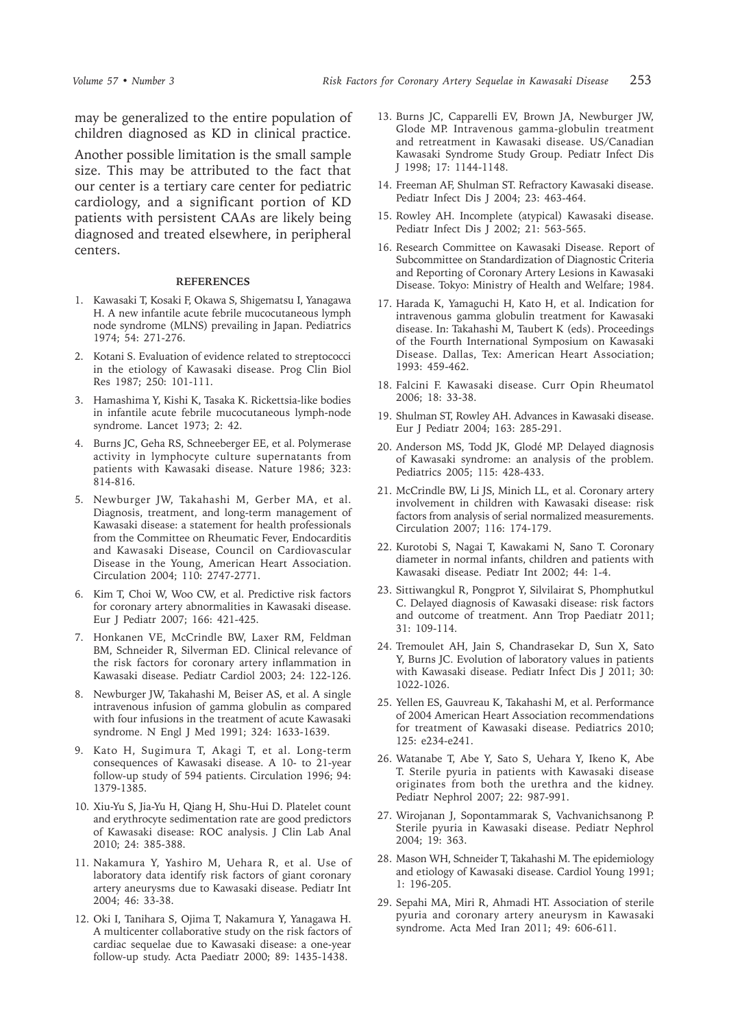may be generalized to the entire population of children diagnosed as KD in clinical practice.

Another possible limitation is the small sample size. This may be attributed to the fact that our center is a tertiary care center for pediatric cardiology, and a significant portion of KD patients with persistent CAAs are likely being diagnosed and treated elsewhere, in peripheral centers.

## REFERENCES

1. Kawasaki T, Kosaki F, Okawa S, Shigematsu I, Yanagawa H. A new infantile acute febrile mucocutaneous lymph node syndrome (MLNS) prevailing in Japan. Pediatrics 1974; 54: 271-276.
2. Kotani S. Evaluation of evidence related to streptococci in the etiology of Kawasaki disease. Prog Clin Biol Res 1987; 250: 101-111.
3. Hamashima Y, Kishi K, Tasaka K. Rickettsia-like bodies in infantile acute febrile mucocutaneous lymph-node syndrome. Lancet 1973; 2: 42.
4. Burns JC, Geha RS, Schneeberger EE, et al. Polymerase activity in lymphocyte culture supernatants from patients with Kawasaki disease. Nature 1986; 323: 814-816.
5. Newburger JW, Takahashi M, Gerber MA, et al. Diagnosis, treatment, and long-term management of Kawasaki disease: a statement for health professionals from the Committee on Rheumatic Fever, Endocarditis and Kawasaki Disease, Council on Cardiovascular Disease in the Young, American Heart Association. Circulation 2004; 110: 2747-2771.
6. Kim T, Choi W, Woo CW, et al. Predictive risk factors for coronary artery abnormalities in Kawasaki disease. Eur J Pediatr 2007; 166: 421-425.
7. Honkanen VE, McCrindle BW, Laxer RM, Feldman BM, Schneider R, Silverman ED. Clinical relevance of the risk factors for coronary artery inflammation in Kawasaki disease. Pediatr Cardiol 2003; 24: 122-126.
8. Newburger JW, Takahashi M, Beiser AS, et al. A single intravenous infusion of gamma globulin as compared with four infusions in the treatment of acute Kawasaki syndrome. N Engl J Med 1991; 324: 1633-1639.
9. Kato H, Sugimura T, Akagi T, et al. Long-term consequences of Kawasaki disease. A 10- to 21-year follow-up study of 594 patients. Circulation 1996; 94: 1379-1385.
10. Xiu-Yu S, Jia-Yu H, Qiang H, Shu-Hui D. Platelet count and erythrocyte sedimentation rate are good predictors of Kawasaki disease: ROC analysis. J Clin Lab Anal 2010; 24: 385-388.
11. Nakamura Y, Yashiro M, Uehara R, et al. Use of laboratory data identify risk factors of giant coronary artery aneurysms due to Kawasaki disease. Pediatr Int 2004; 46: 33-38.
12. Oki I, Tanihara S, Ojima T, Nakamura Y, Yanagawa H. A multicenter collaborative study on the risk factors of cardiac sequelae due to Kawasaki disease: a one-year follow-up study. Acta Paediatr 2000; 89: 1435-1438.
13. Burns JC, Capparelli EV, Brown JA, Newburger JW, Glode MP. Intravenous gamma-globulin treatment and retreatment in Kawasaki disease. US/Canadian Kawasaki Syndrome Study Group. Pediatr Infect Dis J 1998; 17: 1144-1148.
14. Freeman AF, Shulman ST. Refractory Kawasaki disease. Pediatr Infect Dis J 2004; 23: 463-464.
15. Rowley AH. Incomplete (atypical) Kawasaki disease. Pediatr Infect Dis J 2002; 21: 563-565.
16. Research Committee on Kawasaki Disease. Report of Subcommittee on Standardization of Diagnostic Criteria and Reporting of Coronary Artery Lesions in Kawasaki Disease. Tokyo: Ministry of Health and Welfare; 1984.
17. Harada K, Yamaguchi H, Kato H, et al. Indication for intravenous gamma globulin treatment for Kawasaki disease. In: Takahashi M, Taubert K (eds). Proceedings of the Fourth International Symposium on Kawasaki Disease. Dallas, Tex: American Heart Association; 1993: 459-462.
18. Falcini F. Kawasaki disease. Curr Opin Rheumatol 2006; 18: 33-38.
19. Shulman ST, Rowley AH. Advances in Kawasaki disease. Eur J Pediatr 2004; 163: 285-291.
20. Anderson MS, Todd JK, Glodé MP. Delayed diagnosis of Kawasaki syndrome: an analysis of the problem. Pediatrics 2005; 115: 428-433.
21. McCrindle BW, Li JS, Minich LL, et al. Coronary artery involvement in children with Kawasaki disease: risk factors from analysis of serial normalized measurements. Circulation 2007; 116: 174-179.
22. Kurotobi S, Nagai T, Kawakami N, Sano T. Coronary diameter in normal infants, children and patients with Kawasaki disease. Pediatr Int 2002; 44: 1-4.
23. Sittiwangkul R, Pongprot Y, Silvilairat S, Phomphutkul C. Delayed diagnosis of Kawasaki disease: risk factors and outcome of treatment. Ann Trop Paediatr 2011; 31: 109-114.
24. Tremoulet AH, Jain S, Chandrasekar D, Sun X, Sato Y, Burns JC. Evolution of laboratory values in patients with Kawasaki disease. Pediatr Infect Dis J 2011; 30: 1022-1026.
25. Yellen ES, Gauvreau K, Takahashi M, et al. Performance of 2004 American Heart Association recommendations for treatment of Kawasaki disease. Pediatrics 2010; 125: e234-e241.
26. Watanabe T, Abe Y, Sato S, Uehara Y, Ikeno K, Abe T. Sterile pyuria in patients with Kawasaki disease originates from both the urethra and the kidney. Pediatr Nephrol 2007; 22: 987-991.
27. Wirojanan J, Sopontammarak S, Vachvanichsanong P. Sterile pyuria in Kawasaki disease. Pediatr Nephrol 2004; 19: 363.
28. Mason WH, Schneider T, Takahashi M. The epidemiology and etiology of Kawasaki disease. Cardiol Young 1991; 1: 196-205.
29. Sepahi MA, Miri R, Ahmadi HT. Association of sterile pyuria and coronary artery aneurysm in Kawasaki syndrome. Acta Med Iran 2011; 49: 606-611.